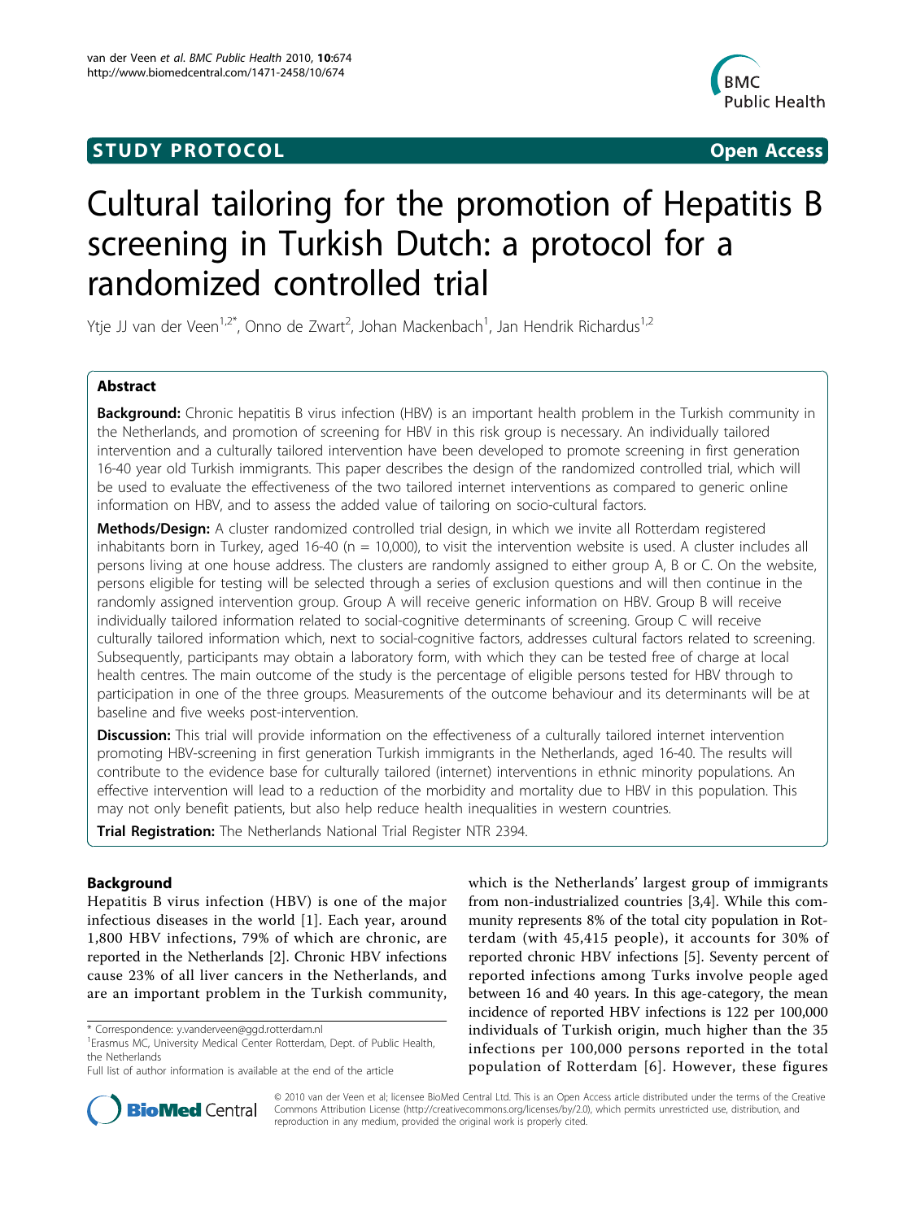STUDY PROTOCOL Open Access

# Cultural tailoring for the promotion of Hepatitis B screening in Turkish Dutch: a protocol for a randomized controlled trial

Ytje JJ van der Veen[1,2*], Onno de Zwart[2], Johan Mackenbach[1], Jan Hendrik Richardus[1,2]

## Abstract

**Background:** Chronic hepatitis B virus infection (HBV) is an important health problem in the Turkish community in the Netherlands, and promotion of screening for HBV in this risk group is necessary. An individually tailored intervention and a culturally tailored intervention have been developed to promote screening in first generation 16-40 year old Turkish immigrants. This paper describes the design of the randomized controlled trial, which will be used to evaluate the effectiveness of the two tailored internet interventions as compared to generic online information on HBV, and to assess the added value of tailoring on socio-cultural factors.

**Methods/Design:** A cluster randomized controlled trial design, in which we invite all Rotterdam registered inhabitants born in Turkey, aged 16-40 (n = 10,000), to visit the intervention website is used. A cluster includes all persons living at one house address. The clusters are randomly assigned to either group A, B or C. On the website, persons eligible for testing will be selected through a series of exclusion questions and will then continue in the randomly assigned intervention group. Group A will receive generic information on HBV. Group B will receive individually tailored information related to social-cognitive determinants of screening. Group C will receive culturally tailored information which, next to social-cognitive factors, addresses cultural factors related to screening. Subsequently, participants may obtain a laboratory form, with which they can be tested free of charge at local health centres. The main outcome of the study is the percentage of eligible persons tested for HBV through to participation in one of the three groups. Measurements of the outcome behaviour and its determinants will be at baseline and five weeks post-intervention.

**Discussion:** This trial will provide information on the effectiveness of a culturally tailored internet intervention promoting HBV-screening in first generation Turkish immigrants in the Netherlands, aged 16-40. The results will contribute to the evidence base for culturally tailored (internet) interventions in ethnic minority populations. An effective intervention will lead to a reduction of the morbidity and mortality due to HBV in this population. This may not only benefit patients, but also help reduce health inequalities in western countries.

**Trial Registration:** The Netherlands National Trial Register NTR 2394.

## Background

Hepatitis B virus infection (HBV) is one of the major infectious diseases in the world [1]. Each year, around 1,800 HBV infections, 79% of which are chronic, are reported in the Netherlands [2]. Chronic HBV infections cause 23% of all liver cancers in the Netherlands, and are an important problem in the Turkish community, which is the Netherlands' largest group of immigrants from non-industrialized countries [3,4]. While this community represents 8% of the total city population in Rotterdam (with 45,415 people), it accounts for 30% of reported chronic HBV infections [5]. Seventy percent of reported infections among Turks involve people aged between 16 and 40 years. In this age-category, the mean incidence of reported HBV infections is 122 per 100,000 individuals of Turkish origin, much higher than the 35 infections per 100,000 persons reported in the total population of Rotterdam [6]. However, these figures

\* Correspondence: y.vanderveen@ggd.rotterdam.nl
[1]Erasmus MC, University Medical Center Rotterdam, Dept. of Public Health, the Netherlands
Full list of author information is available at the end of the article

© 2010 van der Veen et al; licensee BioMed Central Ltd. This is an Open Access article distributed under the terms of the Creative Commons Attribution License (http://creativecommons.org/licenses/by/2.0), which permits unrestricted use, distribution, and reproduction in any medium, provided the original work is properly cited.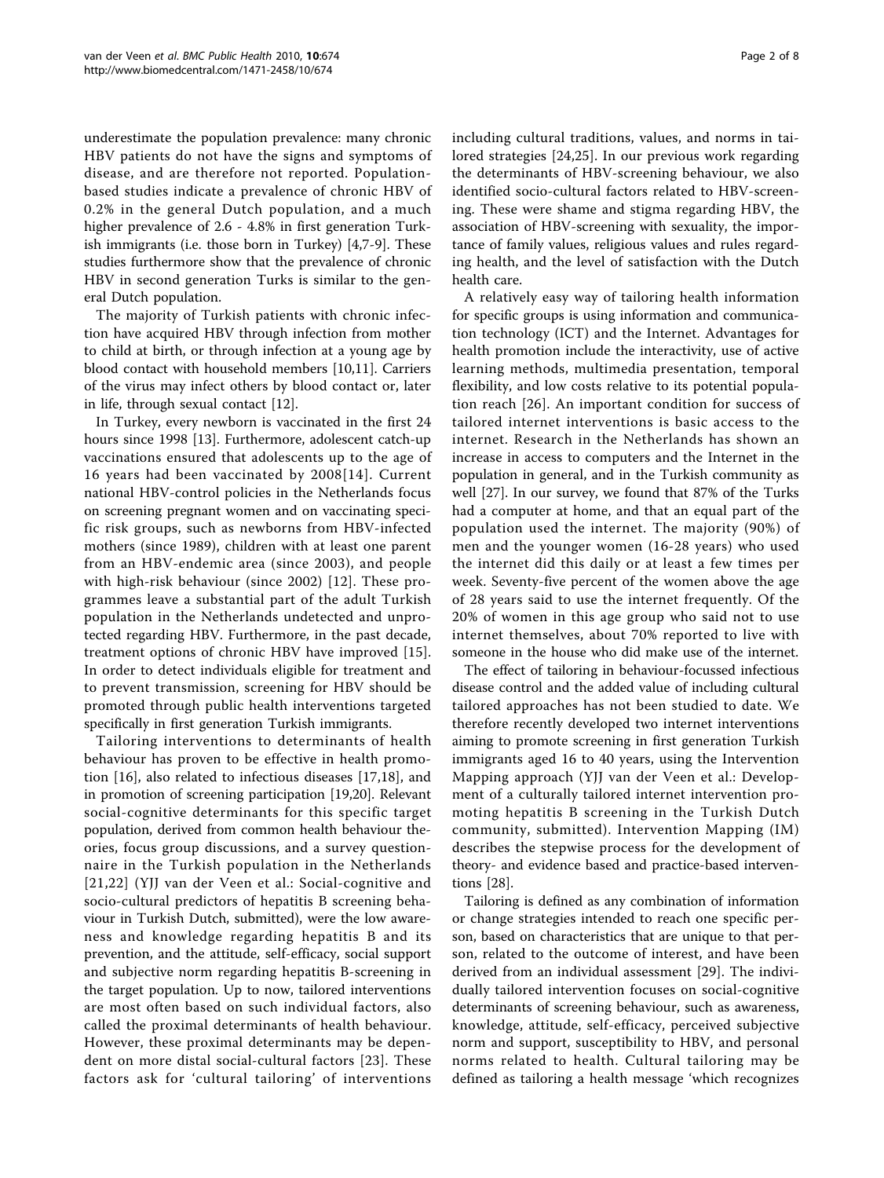underestimate the population prevalence: many chronic HBV patients do not have the signs and symptoms of disease, and are therefore not reported. Population-based studies indicate a prevalence of chronic HBV of 0.2% in the general Dutch population, and a much higher prevalence of 2.6 - 4.8% in first generation Turkish immigrants (i.e. those born in Turkey) [4,7-9]. These studies furthermore show that the prevalence of chronic HBV in second generation Turks is similar to the general Dutch population.

The majority of Turkish patients with chronic infection have acquired HBV through infection from mother to child at birth, or through infection at a young age by blood contact with household members [10,11]. Carriers of the virus may infect others by blood contact or, later in life, through sexual contact [12].

In Turkey, every newborn is vaccinated in the first 24 hours since 1998 [13]. Furthermore, adolescent catch-up vaccinations ensured that adolescents up to the age of 16 years had been vaccinated by 2008[14]. Current national HBV-control policies in the Netherlands focus on screening pregnant women and on vaccinating specific risk groups, such as newborns from HBV-infected mothers (since 1989), children with at least one parent from an HBV-endemic area (since 2003), and people with high-risk behaviour (since 2002) [12]. These programmes leave a substantial part of the adult Turkish population in the Netherlands undetected and unprotected regarding HBV. Furthermore, in the past decade, treatment options of chronic HBV have improved [15]. In order to detect individuals eligible for treatment and to prevent transmission, screening for HBV should be promoted through public health interventions targeted specifically in first generation Turkish immigrants.

Tailoring interventions to determinants of health behaviour has proven to be effective in health promotion [16], also related to infectious diseases [17,18], and in promotion of screening participation [19,20]. Relevant social-cognitive determinants for this specific target population, derived from common health behaviour theories, focus group discussions, and a survey questionnaire in the Turkish population in the Netherlands [21,22] (YJJ van der Veen et al.: Social-cognitive and socio-cultural predictors of hepatitis B screening behaviour in Turkish Dutch, submitted), were the low awareness and knowledge regarding hepatitis B and its prevention, and the attitude, self-efficacy, social support and subjective norm regarding hepatitis B-screening in the target population. Up to now, tailored interventions are most often based on such individual factors, also called the proximal determinants of health behaviour. However, these proximal determinants may be dependent on more distal social-cultural factors [23]. These factors ask for 'cultural tailoring' of interventions including cultural traditions, values, and norms in tailored strategies [24,25]. In our previous work regarding the determinants of HBV-screening behaviour, we also identified socio-cultural factors related to HBV-screening. These were shame and stigma regarding HBV, the association of HBV-screening with sexuality, the importance of family values, religious values and rules regarding health, and the level of satisfaction with the Dutch health care.

A relatively easy way of tailoring health information for specific groups is using information and communication technology (ICT) and the Internet. Advantages for health promotion include the interactivity, use of active learning methods, multimedia presentation, temporal flexibility, and low costs relative to its potential population reach [26]. An important condition for success of tailored internet interventions is basic access to the internet. Research in the Netherlands has shown an increase in access to computers and the Internet in the population in general, and in the Turkish community as well [27]. In our survey, we found that 87% of the Turks had a computer at home, and that an equal part of the population used the internet. The majority (90%) of men and the younger women (16-28 years) who used the internet did this daily or at least a few times per week. Seventy-five percent of the women above the age of 28 years said to use the internet frequently. Of the 20% of women in this age group who said not to use internet themselves, about 70% reported to live with someone in the house who did make use of the internet.

The effect of tailoring in behaviour-focussed infectious disease control and the added value of including cultural tailored approaches has not been studied to date. We therefore recently developed two internet interventions aiming to promote screening in first generation Turkish immigrants aged 16 to 40 years, using the Intervention Mapping approach (YJJ van der Veen et al.: Development of a culturally tailored internet intervention promoting hepatitis B screening in the Turkish Dutch community, submitted). Intervention Mapping (IM) describes the stepwise process for the development of theory- and evidence based and practice-based interventions [28].

Tailoring is defined as any combination of information or change strategies intended to reach one specific person, based on characteristics that are unique to that person, related to the outcome of interest, and have been derived from an individual assessment [29]. The individually tailored intervention focuses on social-cognitive determinants of screening behaviour, such as awareness, knowledge, attitude, self-efficacy, perceived subjective norm and support, susceptibility to HBV, and personal norms related to health. Cultural tailoring may be defined as tailoring a health message 'which recognizes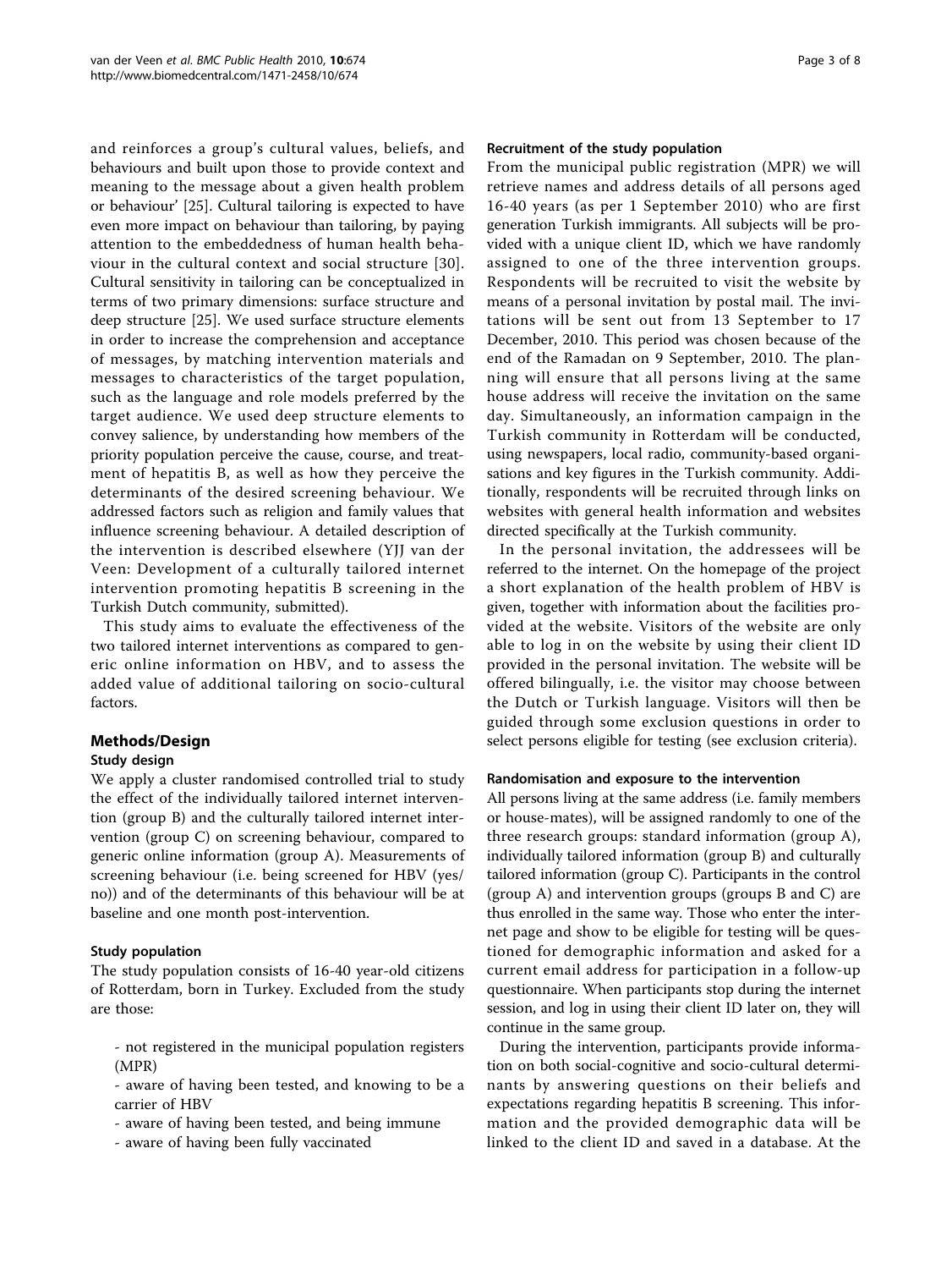and reinforces a group's cultural values, beliefs, and behaviours and built upon those to provide context and meaning to the message about a given health problem or behaviour' [25]. Cultural tailoring is expected to have even more impact on behaviour than tailoring, by paying attention to the embeddedness of human health behaviour in the cultural context and social structure [30]. Cultural sensitivity in tailoring can be conceptualized in terms of two primary dimensions: surface structure and deep structure [25]. We used surface structure elements in order to increase the comprehension and acceptance of messages, by matching intervention materials and messages to characteristics of the target population, such as the language and role models preferred by the target audience. We used deep structure elements to convey salience, by understanding how members of the priority population perceive the cause, course, and treatment of hepatitis B, as well as how they perceive the determinants of the desired screening behaviour. We addressed factors such as religion and family values that influence screening behaviour. A detailed description of the intervention is described elsewhere (YJJ van der Veen: Development of a culturally tailored internet intervention promoting hepatitis B screening in the Turkish Dutch community, submitted).

This study aims to evaluate the effectiveness of the two tailored internet interventions as compared to generic online information on HBV, and to assess the added value of additional tailoring on socio-cultural factors.

## Methods/Design

### Study design

We apply a cluster randomised controlled trial to study the effect of the individually tailored internet intervention (group B) and the culturally tailored internet intervention (group C) on screening behaviour, compared to generic online information (group A). Measurements of screening behaviour (i.e. being screened for HBV (yes/no)) and of the determinants of this behaviour will be at baseline and one month post-intervention.

### Study population

The study population consists of 16-40 year-old citizens of Rotterdam, born in Turkey. Excluded from the study are those:

- not registered in the municipal population registers (MPR)
- aware of having been tested, and knowing to be a carrier of HBV
- aware of having been tested, and being immune
- aware of having been fully vaccinated

### Recruitment of the study population

From the municipal public registration (MPR) we will retrieve names and address details of all persons aged 16-40 years (as per 1 September 2010) who are first generation Turkish immigrants. All subjects will be provided with a unique client ID, which we have randomly assigned to one of the three intervention groups. Respondents will be recruited to visit the website by means of a personal invitation by postal mail. The invitations will be sent out from 13 September to 17 December, 2010. This period was chosen because of the end of the Ramadan on 9 September, 2010. The planning will ensure that all persons living at the same house address will receive the invitation on the same day. Simultaneously, an information campaign in the Turkish community in Rotterdam will be conducted, using newspapers, local radio, community-based organisations and key figures in the Turkish community. Additionally, respondents will be recruited through links on websites with general health information and websites directed specifically at the Turkish community.

In the personal invitation, the addressees will be referred to the internet. On the homepage of the project a short explanation of the health problem of HBV is given, together with information about the facilities provided at the website. Visitors of the website are only able to log in on the website by using their client ID provided in the personal invitation. The website will be offered bilingually, i.e. the visitor may choose between the Dutch or Turkish language. Visitors will then be guided through some exclusion questions in order to select persons eligible for testing (see exclusion criteria).

### Randomisation and exposure to the intervention

All persons living at the same address (i.e. family members or house-mates), will be assigned randomly to one of the three research groups: standard information (group A), individually tailored information (group B) and culturally tailored information (group C). Participants in the control (group A) and intervention groups (groups B and C) are thus enrolled in the same way. Those who enter the internet page and show to be eligible for testing will be questioned for demographic information and asked for a current email address for participation in a follow-up questionnaire. When participants stop during the internet session, and log in using their client ID later on, they will continue in the same group.

During the intervention, participants provide information on both social-cognitive and socio-cultural determinants by answering questions on their beliefs and expectations regarding hepatitis B screening. This information and the provided demographic data will be linked to the client ID and saved in a database. At the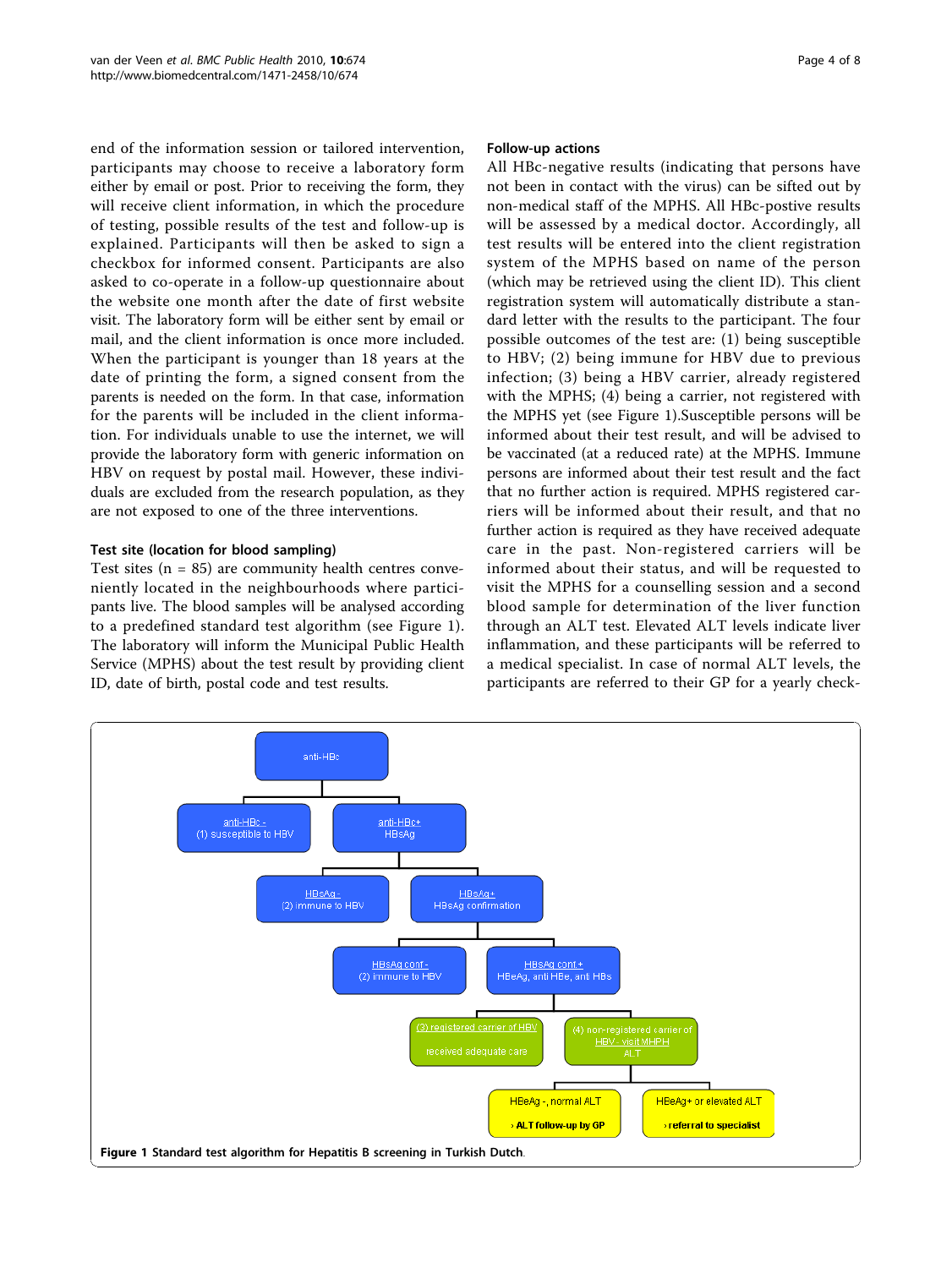end of the information session or tailored intervention, participants may choose to receive a laboratory form either by email or post. Prior to receiving the form, they will receive client information, in which the procedure of testing, possible results of the test and follow-up is explained. Participants will then be asked to sign a checkbox for informed consent. Participants are also asked to co-operate in a follow-up questionnaire about the website one month after the date of first website visit. The laboratory form will be either sent by email or mail, and the client information is once more included. When the participant is younger than 18 years at the date of printing the form, a signed consent from the parents is needed on the form. In that case, information for the parents will be included in the client information. For individuals unable to use the internet, we will provide the laboratory form with generic information on HBV on request by postal mail. However, these individuals are excluded from the research population, as they are not exposed to one of the three interventions.

### Test site (location for blood sampling)

Test sites (n = 85) are community health centres conveniently located in the neighbourhoods where participants live. The blood samples will be analysed according to a predefined standard test algorithm (see Figure 1). The laboratory will inform the Municipal Public Health Service (MPHS) about the test result by providing client ID, date of birth, postal code and test results.

### Follow-up actions

All HBc-negative results (indicating that persons have not been in contact with the virus) can be sifted out by non-medical staff of the MPHS. All HBc-postive results will be assessed by a medical doctor. Accordingly, all test results will be entered into the client registration system of the MPHS based on name of the person (which may be retrieved using the client ID). This client registration system will automatically distribute a standard letter with the results to the participant. The four possible outcomes of the test are: (1) being susceptible to HBV; (2) being immune for HBV due to previous infection; (3) being a HBV carrier, already registered with the MPHS; (4) being a carrier, not registered with the MPHS yet (see Figure 1).Susceptible persons will be informed about their test result, and will be advised to be vaccinated (at a reduced rate) at the MPHS. Immune persons are informed about their test result and the fact that no further action is required. MPHS registered carriers will be informed about their result, and that no further action is required as they have received adequate care in the past. Non-registered carriers will be informed about their status, and will be requested to visit the MPHS for a counselling session and a second blood sample for determination of the liver function through an ALT test. Elevated ALT levels indicate liver inflammation, and these participants will be referred to a medical specialist. In case of normal ALT levels, the participants are referred to their GP for a yearly check-

anti-HBc
- anti-HBc - (1) susceptible to HBV
- anti-HBc+ HBsAg
  - HBsAg - (2) immune to HBV
  - HBsAg+ HBsAg confirmation
    - HBsAg conf - (2) immune to HBV
    - HBsAg conf + HBeAg, anti HBe, anti HBs
      - (3) registered carrier of HBV: received adequate care
      - (4) non-registered carrier of HBV - visit MPHS: ALT
        - HBeAg -, normal ALT: › ALT follow-up by GP
        - HBeAg+ or elevated ALT: › referral to specialist

**Figure 1** Standard test algorithm for Hepatitis B screening in Turkish Dutch.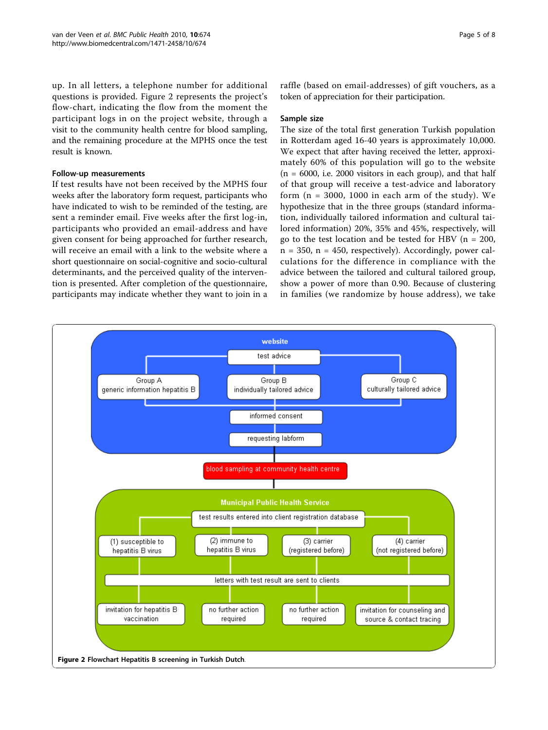up. In all letters, a telephone number for additional questions is provided. Figure 2 represents the project's flow-chart, indicating the flow from the moment the participant logs in on the project website, through a visit to the community health centre for blood sampling, and the remaining procedure at the MPHS once the test result is known.

### Follow-up measurements

If test results have not been received by the MPHS four weeks after the laboratory form request, participants who have indicated to wish to be reminded of the testing, are sent a reminder email. Five weeks after the first log-in, participants who provided an email-address and have given consent for being approached for further research, will receive an email with a link to the website where a short questionnaire on social-cognitive and socio-cultural determinants, and the perceived quality of the intervention is presented. After completion of the questionnaire, participants may indicate whether they want to join in a raffle (based on email-addresses) of gift vouchers, as a token of appreciation for their participation.

### Sample size

The size of the total first generation Turkish population in Rotterdam aged 16-40 years is approximately 10,000. We expect that after having received the letter, approximately 60% of this population will go to the website (n = 6000, i.e. 2000 visitors in each group), and that half of that group will receive a test-advice and laboratory form (n = 3000, 1000 in each arm of the study). We hypothesize that in the three groups (standard information, individually tailored information and cultural tailored information) 20%, 35% and 45%, respectively, will go to the test location and be tested for HBV (n = 200, n = 350, n = 450, respectively). Accordingly, power calculations for the difference in compliance with the advice between the tailored and cultural tailored group, show a power of more than 0.90. Because of clustering in families (we randomize by house address), we take

**Figure 2 Flowchart Hepatitis B screening in Turkish Dutch.**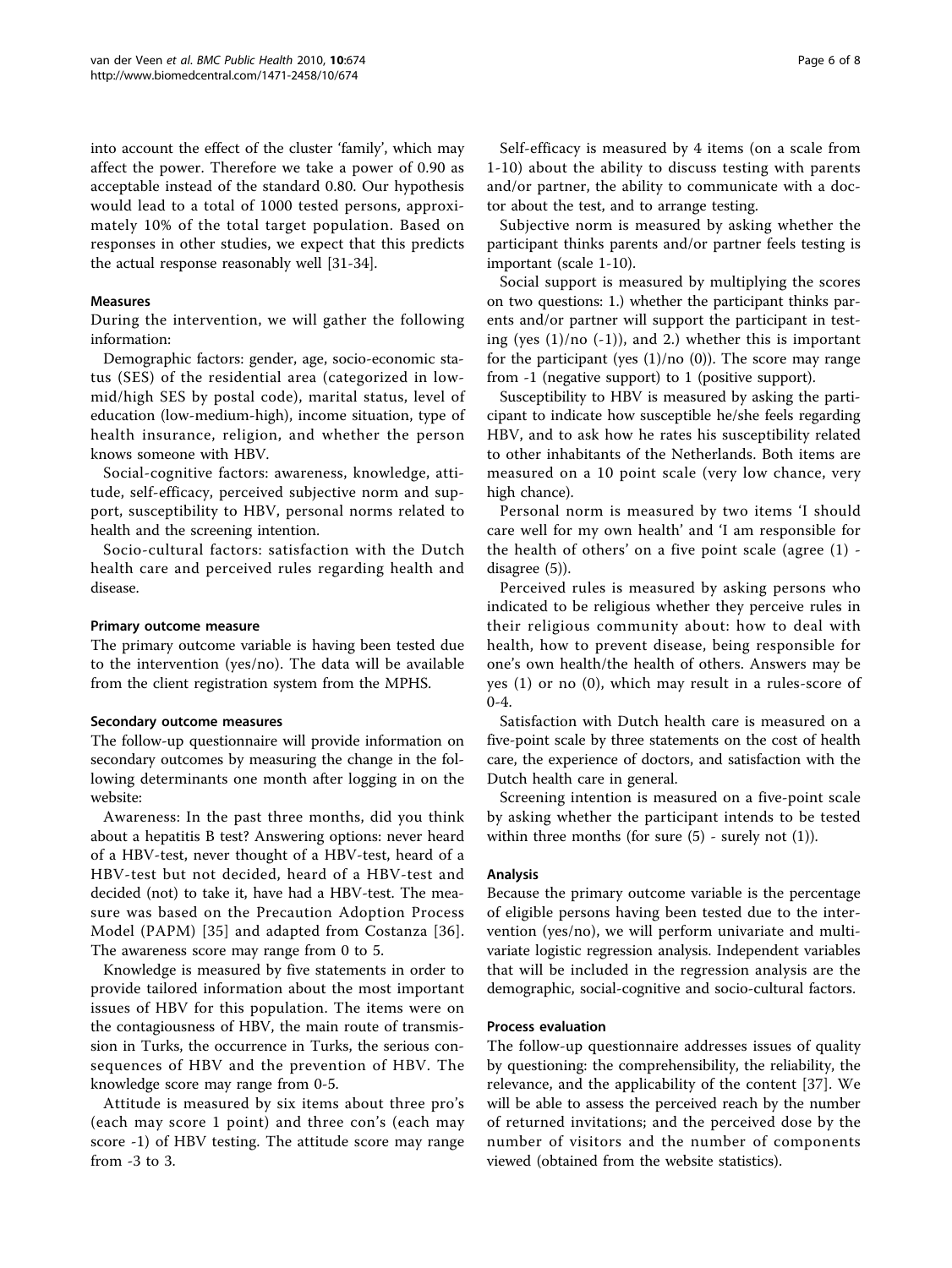into account the effect of the cluster 'family', which may affect the power. Therefore we take a power of 0.90 as acceptable instead of the standard 0.80. Our hypothesis would lead to a total of 1000 tested persons, approximately 10% of the total target population. Based on responses in other studies, we expect that this predicts the actual response reasonably well [31-34].

### Measures

During the intervention, we will gather the following information:

Demographic factors: gender, age, socio-economic status (SES) of the residential area (categorized in low-mid/high SES by postal code), marital status, level of education (low-medium-high), income situation, type of health insurance, religion, and whether the person knows someone with HBV.

Social-cognitive factors: awareness, knowledge, attitude, self-efficacy, perceived subjective norm and support, susceptibility to HBV, personal norms related to health and the screening intention.

Socio-cultural factors: satisfaction with the Dutch health care and perceived rules regarding health and disease.

#### Primary outcome measure

The primary outcome variable is having been tested due to the intervention (yes/no). The data will be available from the client registration system from the MPHS.

#### Secondary outcome measures

The follow-up questionnaire will provide information on secondary outcomes by measuring the change in the following determinants one month after logging in on the website:

Awareness: In the past three months, did you think about a hepatitis B test? Answering options: never heard of a HBV-test, never thought of a HBV-test, heard of a HBV-test but not decided, heard of a HBV-test and decided (not) to take it, have had a HBV-test. The measure was based on the Precaution Adoption Process Model (PAPM) [35] and adapted from Costanza [36]. The awareness score may range from 0 to 5.

Knowledge is measured by five statements in order to provide tailored information about the most important issues of HBV for this population. The items were on the contagiousness of HBV, the main route of transmission in Turks, the occurrence in Turks, the serious consequences of HBV and the prevention of HBV. The knowledge score may range from 0-5.

Attitude is measured by six items about three pro's (each may score 1 point) and three con's (each may score -1) of HBV testing. The attitude score may range from -3 to 3.

Self-efficacy is measured by 4 items (on a scale from 1-10) about the ability to discuss testing with parents and/or partner, the ability to communicate with a doctor about the test, and to arrange testing.

Subjective norm is measured by asking whether the participant thinks parents and/or partner feels testing is important (scale 1-10).

Social support is measured by multiplying the scores on two questions: 1.) whether the participant thinks parents and/or partner will support the participant in testing (yes (1)/no (-1)), and 2.) whether this is important for the participant (yes (1)/no (0)). The score may range from -1 (negative support) to 1 (positive support).

Susceptibility to HBV is measured by asking the participant to indicate how susceptible he/she feels regarding HBV, and to ask how he rates his susceptibility related to other inhabitants of the Netherlands. Both items are measured on a 10 point scale (very low chance, very high chance).

Personal norm is measured by two items 'I should care well for my own health' and 'I am responsible for the health of others' on a five point scale (agree (1) - disagree (5)).

Perceived rules is measured by asking persons who indicated to be religious whether they perceive rules in their religious community about: how to deal with health, how to prevent disease, being responsible for one's own health/the health of others. Answers may be yes (1) or no (0), which may result in a rules-score of 0-4.

Satisfaction with Dutch health care is measured on a five-point scale by three statements on the cost of health care, the experience of doctors, and satisfaction with the Dutch health care in general.

Screening intention is measured on a five-point scale by asking whether the participant intends to be tested within three months (for sure (5) - surely not (1)).

### Analysis

Because the primary outcome variable is the percentage of eligible persons having been tested due to the intervention (yes/no), we will perform univariate and multivariate logistic regression analysis. Independent variables that will be included in the regression analysis are the demographic, social-cognitive and socio-cultural factors.

### Process evaluation

The follow-up questionnaire addresses issues of quality by questioning: the comprehensibility, the reliability, the relevance, and the applicability of the content [37]. We will be able to assess the perceived reach by the number of returned invitations; and the perceived dose by the number of visitors and the number of components viewed (obtained from the website statistics).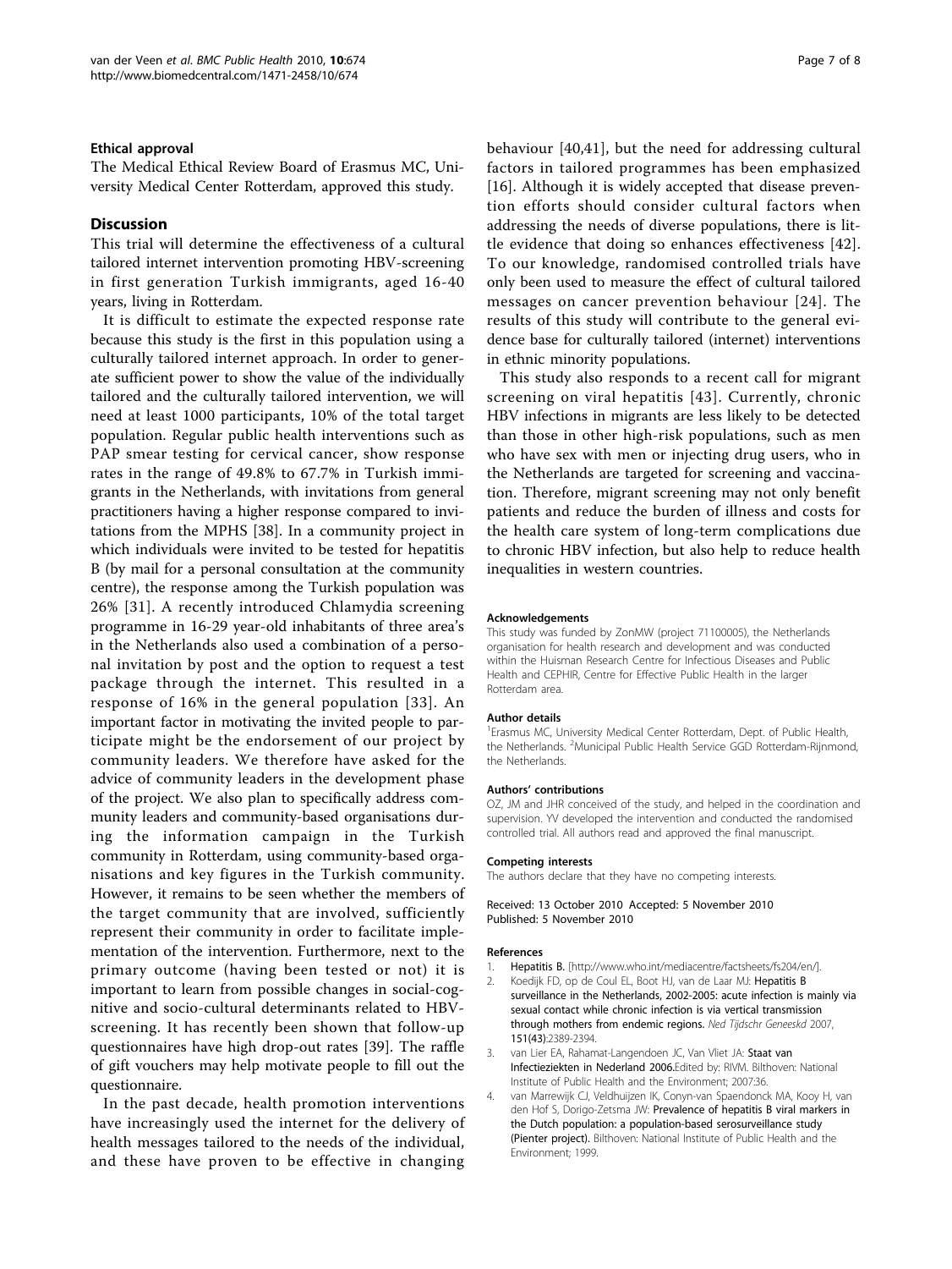### Ethical approval

The Medical Ethical Review Board of Erasmus MC, University Medical Center Rotterdam, approved this study.

## Discussion

This trial will determine the effectiveness of a cultural tailored internet intervention promoting HBV-screening in first generation Turkish immigrants, aged 16-40 years, living in Rotterdam.

It is difficult to estimate the expected response rate because this study is the first in this population using a culturally tailored internet approach. In order to generate sufficient power to show the value of the individually tailored and the culturally tailored intervention, we will need at least 1000 participants, 10% of the total target population. Regular public health interventions such as PAP smear testing for cervical cancer, show response rates in the range of 49.8% to 67.7% in Turkish immigrants in the Netherlands, with invitations from general practitioners having a higher response compared to invitations from the MPHS [38]. In a community project in which individuals were invited to be tested for hepatitis B (by mail for a personal consultation at the community centre), the response among the Turkish population was 26% [31]. A recently introduced Chlamydia screening programme in 16-29 year-old inhabitants of three area's in the Netherlands also used a combination of a personal invitation by post and the option to request a test package through the internet. This resulted in a response of 16% in the general population [33]. An important factor in motivating the invited people to participate might be the endorsement of our project by community leaders. We therefore have asked for the advice of community leaders in the development phase of the project. We also plan to specifically address community leaders and community-based organisations during the information campaign in the Turkish community in Rotterdam, using community-based organisations and key figures in the Turkish community. However, it remains to be seen whether the members of the target community that are involved, sufficiently represent their community in order to facilitate implementation of the intervention. Furthermore, next to the primary outcome (having been tested or not) it is important to learn from possible changes in social-cognitive and socio-cultural determinants related to HBV-screening. It has recently been shown that follow-up questionnaires have high drop-out rates [39]. The raffle of gift vouchers may help motivate people to fill out the questionnaire.

In the past decade, health promotion interventions have increasingly used the internet for the delivery of health messages tailored to the needs of the individual, and these have proven to be effective in changing behaviour [40,41], but the need for addressing cultural factors in tailored programmes has been emphasized [16]. Although it is widely accepted that disease prevention efforts should consider cultural factors when addressing the needs of diverse populations, there is little evidence that doing so enhances effectiveness [42]. To our knowledge, randomised controlled trials have only been used to measure the effect of cultural tailored messages on cancer prevention behaviour [24]. The results of this study will contribute to the general evidence base for culturally tailored (internet) interventions in ethnic minority populations.

This study also responds to a recent call for migrant screening on viral hepatitis [43]. Currently, chronic HBV infections in migrants are less likely to be detected than those in other high-risk populations, such as men who have sex with men or injecting drug users, who in the Netherlands are targeted for screening and vaccination. Therefore, migrant screening may not only benefit patients and reduce the burden of illness and costs for the health care system of long-term complications due to chronic HBV infection, but also help to reduce health inequalities in western countries.

### Acknowledgements

This study was funded by ZonMW (project 71100005), the Netherlands organisation for health research and development and was conducted within the Huisman Research Centre for Infectious Diseases and Public Health and CEPHIR, Centre for Effective Public Health in the larger Rotterdam area.

### Author details

[1]Erasmus MC, University Medical Center Rotterdam, Dept. of Public Health, the Netherlands. [2]Municipal Public Health Service GGD Rotterdam-Rijnmond, the Netherlands.

### Authors' contributions

OZ, JM and JHR conceived of the study, and helped in the coordination and supervision. YV developed the intervention and conducted the randomised controlled trial. All authors read and approved the final manuscript.

### Competing interests

The authors declare that they have no competing interests.

Received: 13 October 2010 Accepted: 5 November 2010
Published: 5 November 2010

### References

1. **Hepatitis B.** [http://www.who.int/mediacentre/factsheets/fs204/en/].
2. Koedijk FD, op de Coul EL, Boot HJ, van de Laar MJ: **Hepatitis B surveillance in the Netherlands, 2002-2005: acute infection is mainly via sexual contact while chronic infection is via vertical transmission through mothers from endemic regions.** *Ned Tijdschr Geneeskd* 2007, **151(43)**:2389-2394.
3. van Lier EA, Rahamat-Langendoen JC, Van Vliet JA: **Staat van Infectieziekten in Nederland 2006.** Edited by: RIVM. Bilthoven: National Institute of Public Health and the Environment; 2007:36.
4. van Marrewijk CJ, Veldhuijzen IK, Conyn-van Spaendonck MA, Kooy H, van den Hof S, Dorigo-Zetsma JW: **Prevalence of hepatitis B viral markers in the Dutch population: a population-based serosurveillance study (Pienter project).** Bilthoven: National Institute of Public Health and the Environment; 1999.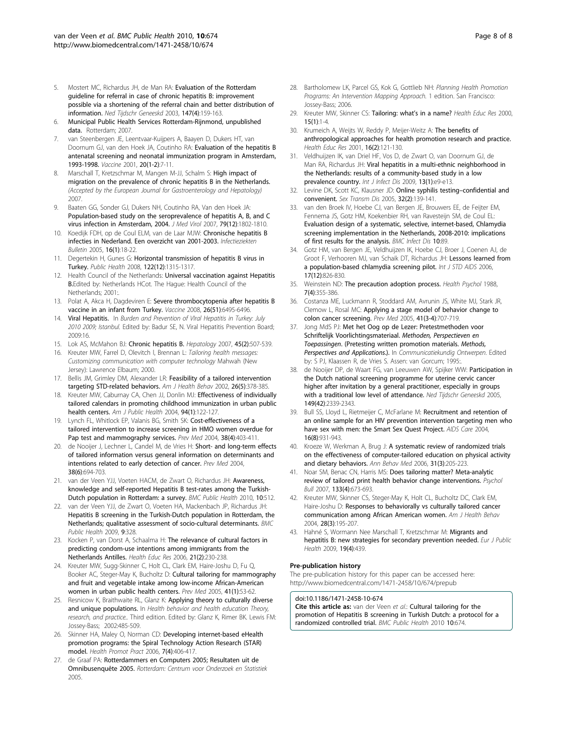5. Mostert MC, Richardus JH, de Man RA: **Evaluation of the Rotterdam guideline for referral in case of chronic hepatitis B: improvement possible via a shortening of the referral chain and better distribution of information.** *Ned Tijdschr Geneeskd* 2003, **147(4)**:159-163.
6. **Municipal Public Health Services Rotterdam-Rijnmond, unpublished data.** Rotterdam; 2007.
7. van Steenbergen JE, Leentvaar-Kuijpers A, Baayen D, Dukers HT, van Doornum GJ, van den Hoek JA, Coutinho RA: **Evaluation of the hepatitis B antenatal screening and neonatal immunization program in Amsterdam, 1993-1998.** *Vaccine* 2001, **20(1-2)**:7-11.
8. Marschall T, Kretzschmar M, Mangen M-JJ, Schalm S: **High impact of migration on the prevalence of chronic hepatitis B in the Netherlands.** *(Accepted by the European Journal for Gastroenterology and Hepatology)* 2007.
9. Baaten GG, Sonder GJ, Dukers NH, Coutinho RA, Van den Hoek JA: **Population-based study on the seroprevalence of hepatitis A, B, and C virus infection in Amsterdam, 2004.** *J Med Virol* 2007, **79(12)**:1802-1810.
10. Koedijk FDH, op de Coul ELM, van de Laar MJW: **Chronische hepatitis B infecties in Nederland. Een overzicht van 2001-2003.** *Infectieziekten Bulletin* 2005, **16(1)**:18-22.
11. Degertekin H, Gunes G: **Horizontal transmission of hepatitis B virus in Turkey.** *Public Health* 2008, **122(12)**:1315-1317.
12. Health Council of the Netherlands: **Universal vaccination against Hepatitis B.**Edited by: Netherlands HCot. The Hague: Health Council of the Netherlands; 2001:.
13. Polat A, Akca H, Dagdeviren E: **Severe thrombocytopenia after hepatitis B vaccine in an infant from Turkey.** *Vaccine* 2008, **26(51)**:6495-6496.
14. **Viral Hepatitis.** In *Burden and Prevention of VIral Hepatitis in Turkey: July 2010 2009; Istanbul.* Edited by: Badur SE, N. Viral Hepatitis Prevention Board; 2009:16.
15. Lok AS, McMahon BJ: **Chronic hepatitis B.** *Hepatology* 2007, **45(2)**:507-539.
16. Kreuter MW, Farrel D, Olevitch I, Brennan L: *Tailoring health messages: Customizing communication with computer technology* Mahwah (New Jersey): Lawrence Elbaum; 2000.
17. Bellis JM, Grimley DM, Alexander LR: **Feasibility of a tailored intervention targeting STD-related behaviors.** *Am J Health Behav* 2002, **26(5)**:378-385.
18. Kreuter MW, Caburnay CA, Chen JJ, Donlin MJ: **Effectiveness of individually tailored calendars in promoting childhood immunization in urban public health centers.** *Am J Public Health* 2004, **94(1)**:122-127.
19. Lynch FL, Whitlock EP, Valanis BG, Smith SK: **Cost-effectiveness of a tailored intervention to increase screening in HMO women overdue for Pap test and mammography services.** *Prev Med* 2004, **38(4)**:403-411.
20. de Nooijer J, Lechner L, Candel M, de Vries H: **Short- and long-term effects of tailored information versus general information on determinants and intentions related to early detection of cancer.** *Prev Med* 2004, **38(6)**:694-703.
21. van der Veen YJJ, Voeten HACM, de Zwart O, Richardus JH: **Awareness, knowledge and self-reported Hepatitis B test-rates among the Turkish-Dutch population in Rotterdam: a survey.** *BMC Public Health* 2010, **10**:512.
22. van der Veen YJJ, de Zwart O, Voeten HA, Mackenbach JP, Richardus JH: **Hepatitis B screening in the Turkish-Dutch population in Rotterdam, the Netherlands; qualitative assessment of socio-cultural determinants.** *BMC Public Health* 2009, **9**:328.
23. Kocken P, van Dorst A, Schaalma H: **The relevance of cultural factors in predicting condom-use intentions among immigrants from the Netherlands Antilles.** *Health Educ Res* 2006, **21(2)**:230-238.
24. Kreuter MW, Sugg-Skinner C, Holt CL, Clark EM, Haire-Joshu D, Fu Q, Booker AC, Steger-May K, Bucholtz D: **Cultural tailoring for mammography and fruit and vegetable intake among low-income African-American women in urban public health centers.** *Prev Med* 2005, **41(1)**:53-62.
25. Resnicow K, Braithwaite RL, Glanz K: **Applying theory to culturally diverse and unique populations.** In *Health behavior and health education Theory, research, and practice.*. Third edition. Edited by: Glanz K, Rimer BK. Lewis FM: Jossey-Bass; 2002:485-509.
26. Skinner HA, Maley O, Norman CD: **Developing internet-based eHealth promotion programs: the Spiral Technology Action Research (STAR) model.** *Health Promot Pract* 2006, **7(4)**:406-417.
27. de Graaf PA: **Rotterdammers en Computers 2005; Resultaten uit de Omnibusenquête 2005.** *Rotterdam: Centrum voor Onderzoek en Statistiek* 2005.
28. Bartholomew LK, Parcel GS, Kok G, Gottlieb NH: *Planning Health Promotion Programs: An Intervention Mapping Approach.* 1 edition. San Francisco: Jossey-Bass; 2006.
29. Kreuter MW, Skinner CS: **Tailoring: what's in a name?** *Health Educ Res* 2000, **15(1)**:1-4.
30. Krumeich A, Weijts W, Reddy P, Meijer-Weitz A: **The benefits of anthropological approaches for health promotion research and practice.** *Health Educ Res* 2001, **16(2)**:121-130.
31. Veldhuijzen IK, van Driel HF, Vos D, de Zwart O, van Doornum GJ, de Man RA, Richardus JH: **Viral hepatitis in a multi-ethnic neighborhood in the Netherlands: results of a community-based study in a low prevalence country.** *Int J Infect Dis* 2009, **13(1)**:e9-e13.
32. Levine DK, Scott KC, Klausner JD: **Online syphilis testing–confidential and convenient.** *Sex Transm Dis* 2005, **32(2)**:139-141.
33. van den Broek IV, Hoebe CJ, van Bergen JE, Brouwers EE, de Feijter EM, Fennema JS, Gotz HM, Koekenbier RH, van Ravesteijn SM, de Coul EL: **Evaluation design of a systematic, selective, internet-based, Chlamydia screening implementation in the Netherlands, 2008-2010: implications of first results for the analysis.** *BMC Infect Dis* **10**:89.
34. Gotz HM, van Bergen JE, Veldhuijzen IK, Hoebe CJ, Broer J, Coenen AJ, de Groot F, Verhooren MJ, van Schaik DT, Richardus JH: **Lessons learned from a population-based chlamydia screening pilot.** *Int J STD AIDS* 2006, **17(12)**:826-830.
35. Weinstein ND: **The precaution adoption process.** *Health Psychol* 1988, **7(4)**:355-386.
36. Costanza ME, Luckmann R, Stoddard AM, Avrunin JS, White MJ, Stark JR, Clemow L, Rosal MC: **Applying a stage model of behavior change to colon cancer screening.** *Prev Med* 2005, **41(3-4)**:707-719.
37. Jong MdS PJ: **Met het Oog op de Lezer: Pretestmethoden voor Schriftelijk Voorlichtingsmateriaal.** *Methoden, Perspectieven en Toepassingen*. (Pretesting written promotion materials. *Methods, Perspectives and Applications.*). In *Communicatiekundig Ontwerpen.* Edited by: S PJ, Klaassen R, de Vries S. Assen: van Gorcum; 1995:.
38. de Nooijer DP, de Waart FG, van Leeuwen AW, Spijker WW: **Participation in the Dutch national screening programme for uterine cervic cancer higher after invitation by a general practitioner, especially in groups with a traditional low level of attendance.** *Ned Tijdschr Geneeskd* 2005, **149(42)**:2339-2343.
39. Bull SS, Lloyd L, Rietmeijer C, McFarlane M: **Recruitment and retention of an online sample for an HIV prevention intervention targeting men who have sex with men: the Smart Sex Quest Project.** *AIDS Care* 2004, **16(8)**:931-943.
40. Kroeze W, Werkman A, Brug J: **A systematic review of randomized trials on the effectiveness of computer-tailored education on physical activity and dietary behaviors.** *Ann Behav Med* 2006, **31(3)**:205-223.
41. Noar SM, Benac CN, Harris MS: **Does tailoring matter? Meta-analytic review of tailored print health behavior change interventions.** *Psychol Bull* 2007, **133(4)**:673-693.
42. Kreuter MW, Skinner CS, Steger-May K, Holt CL, Bucholtz DC, Clark EM, Haire-Joshu D: **Responses to behaviorally vs culturally tailored cancer communication among African American women.** *Am J Health Behav* 2004, **28(3)**:195-207.
43. Hahné S, Wormann Nee Marschall T, Kretzschmar M: **Migrants and hepatitis B: new strategies for secondary prevention needed.** *Eur J Public Health* 2009, **19(4)**:439.

### Pre-publication history

The pre-publication history for this paper can be accessed here: http://www.biomedcentral.com/1471-2458/10/674/prepub

doi:10.1186/1471-2458-10-674

**Cite this article as:** van der Veen *et al.*: Cultural tailoring for the promotion of Hepatitis B screening in Turkish Dutch: a protocol for a randomized controlled trial. *BMC Public Health* 2010 **10**:674.